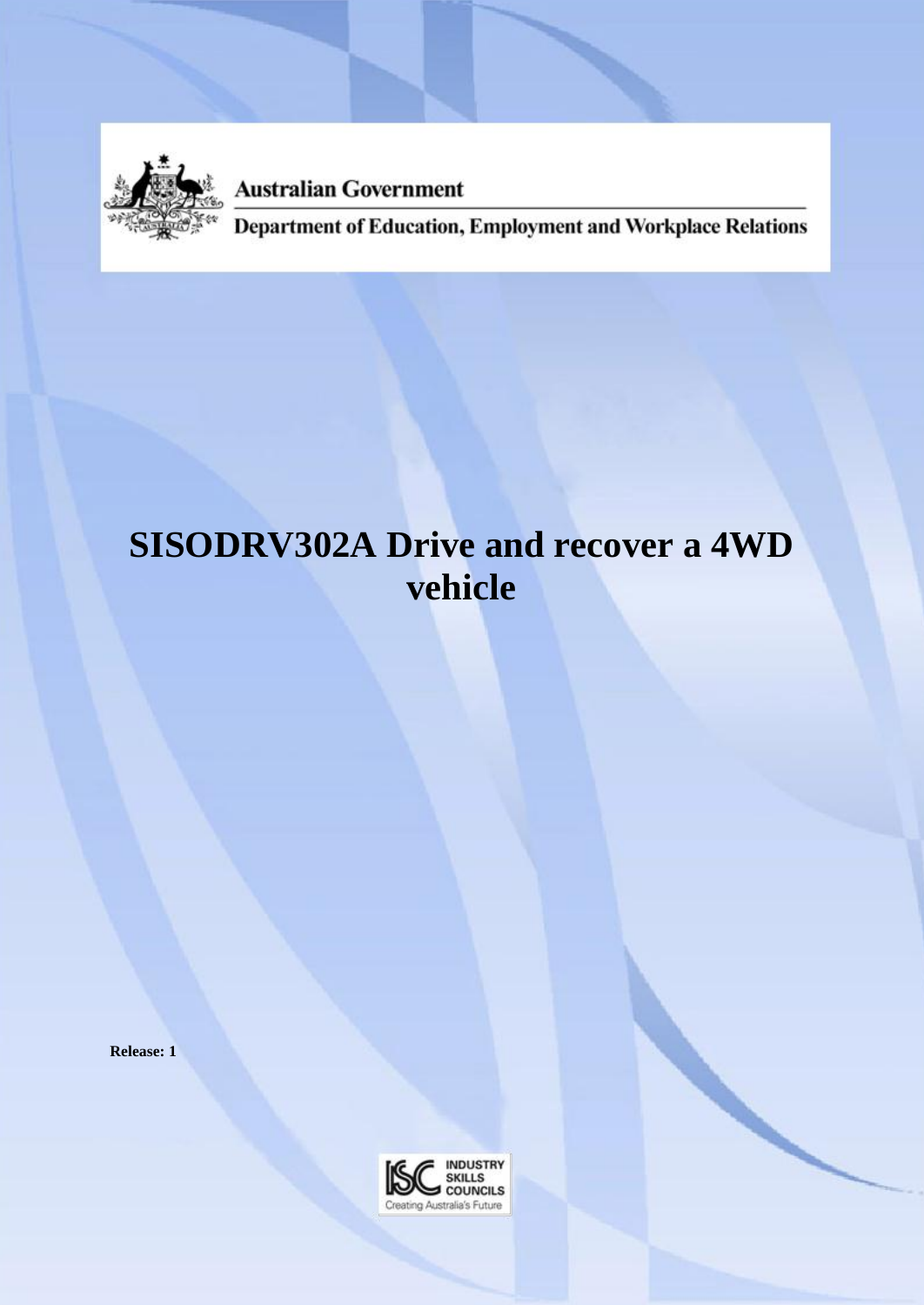Australian Government

Department of Education, Employment and Workplace Relations

# SISODRV302A Drive and recover a 4WD vehicle

**Release: 1**

INDUSTRY SKILLS COUNCILS

Creating Australia's Future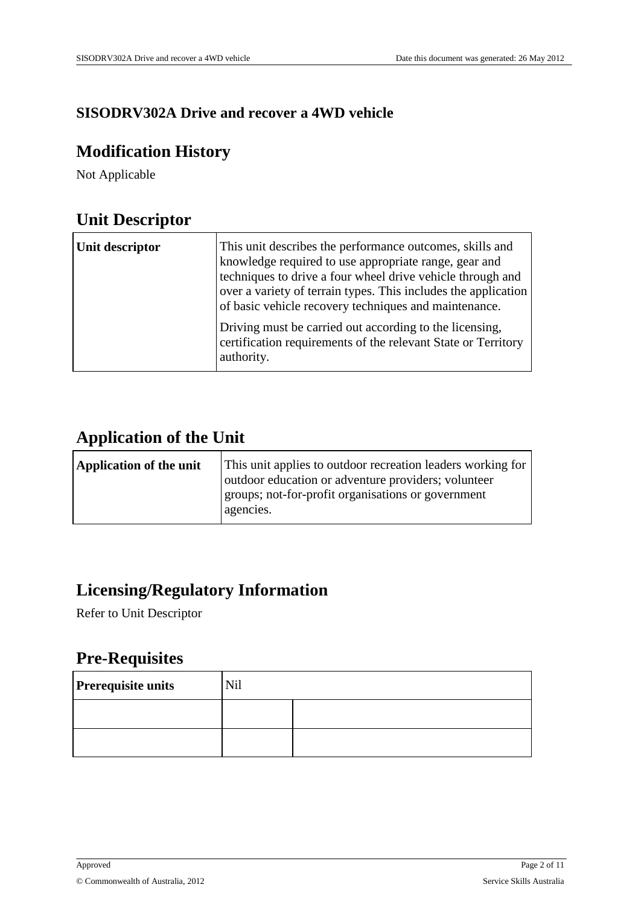# SISODRV302A Drive and recover a 4WD vehicle

## Modification History

Not Applicable

## Unit Descriptor

| Unit descriptor | This unit describes the performance outcomes, skills and knowledge required to use appropriate range, gear and techniques to drive a four wheel drive vehicle through and over a variety of terrain types. This includes the application of basic vehicle recovery techniques and maintenance.<br><br>Driving must be carried out according to the licensing, certification requirements of the relevant State or Territory authority. |
|---|---|

## Application of the Unit

| Application of the unit | This unit applies to outdoor recreation leaders working for outdoor education or adventure providers; volunteer groups; not-for-profit organisations or government agencies. |
|---|---|

## Licensing/Regulatory Information

Refer to Unit Descriptor

## Pre-Requisites

| Prerequisite units | Nil | |
|---|---|---|
| | | |
| | | |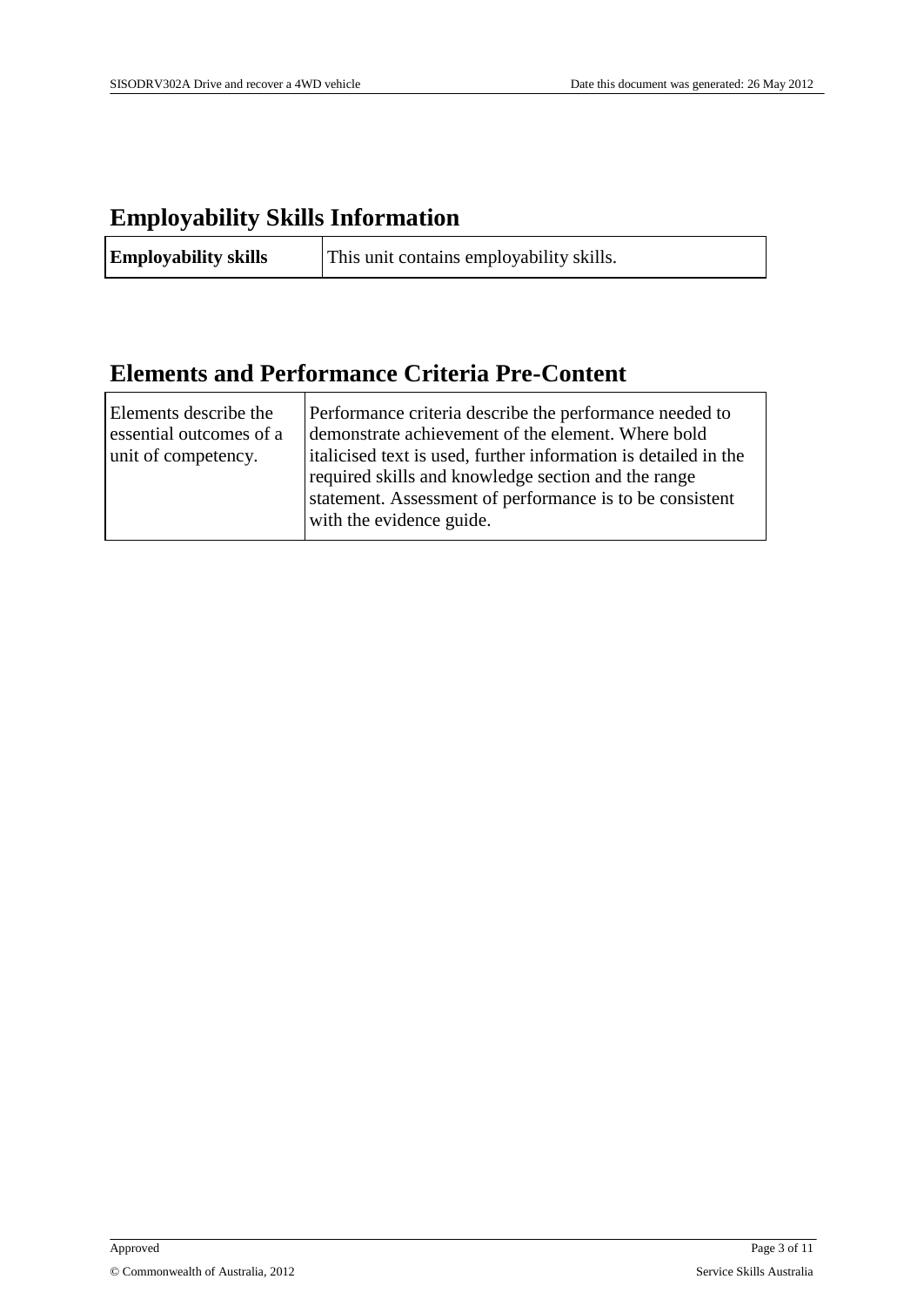## Employability Skills Information

| **Employability skills** | This unit contains employability skills. |
|---|---|

## Elements and Performance Criteria Pre-Content

| Elements describe the essential outcomes of a unit of competency. | Performance criteria describe the performance needed to demonstrate achievement of the element. Where bold italicised text is used, further information is detailed in the required skills and knowledge section and the range statement. Assessment of performance is to be consistent with the evidence guide. |
|---|---|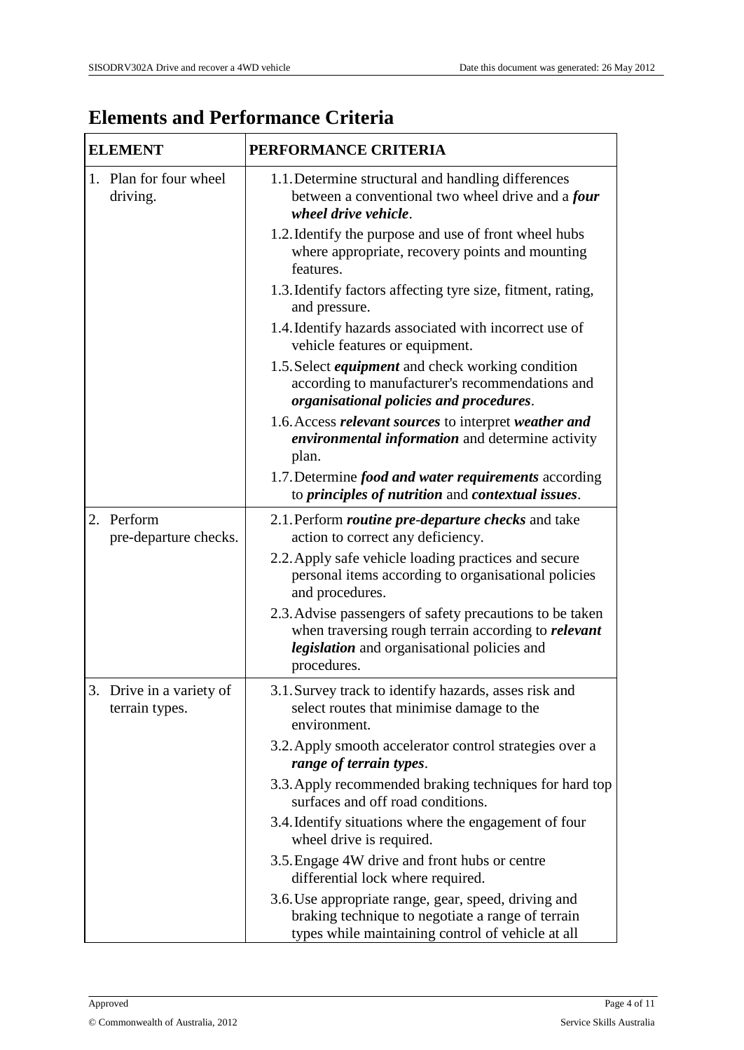## Elements and Performance Criteria

| ELEMENT | PERFORMANCE CRITERIA |
|---|---|
| 1. Plan for four wheel driving. | 1.1. Determine structural and handling differences between a conventional two wheel drive and a ***four wheel drive vehicle***.<br>1.2. Identify the purpose and use of front wheel hubs where appropriate, recovery points and mounting features.<br>1.3. Identify factors affecting tyre size, fitment, rating, and pressure.<br>1.4. Identify hazards associated with incorrect use of vehicle features or equipment.<br>1.5. Select ***equipment*** and check working condition according to manufacturer's recommendations and ***organisational policies and procedures***.<br>1.6. Access ***relevant sources*** to interpret ***weather and environmental information*** and determine activity plan.<br>1.7. Determine ***food and water requirements*** according to ***principles of nutrition*** and ***contextual issues***. |
| 2. Perform pre-departure checks. | 2.1. Perform ***routine pre-departure checks*** and take action to correct any deficiency.<br>2.2. Apply safe vehicle loading practices and secure personal items according to organisational policies and procedures.<br>2.3. Advise passengers of safety precautions to be taken when traversing rough terrain according to ***relevant legislation*** and organisational policies and procedures. |
| 3. Drive in a variety of terrain types. | 3.1. Survey track to identify hazards, asses risk and select routes that minimise damage to the environment.<br>3.2. Apply smooth accelerator control strategies over a ***range of terrain types***.<br>3.3. Apply recommended braking techniques for hard top surfaces and off road conditions.<br>3.4. Identify situations where the engagement of four wheel drive is required.<br>3.5. Engage 4W drive and front hubs or centre differential lock where required.<br>3.6. Use appropriate range, gear, speed, driving and braking technique to negotiate a range of terrain types while maintaining control of vehicle at all |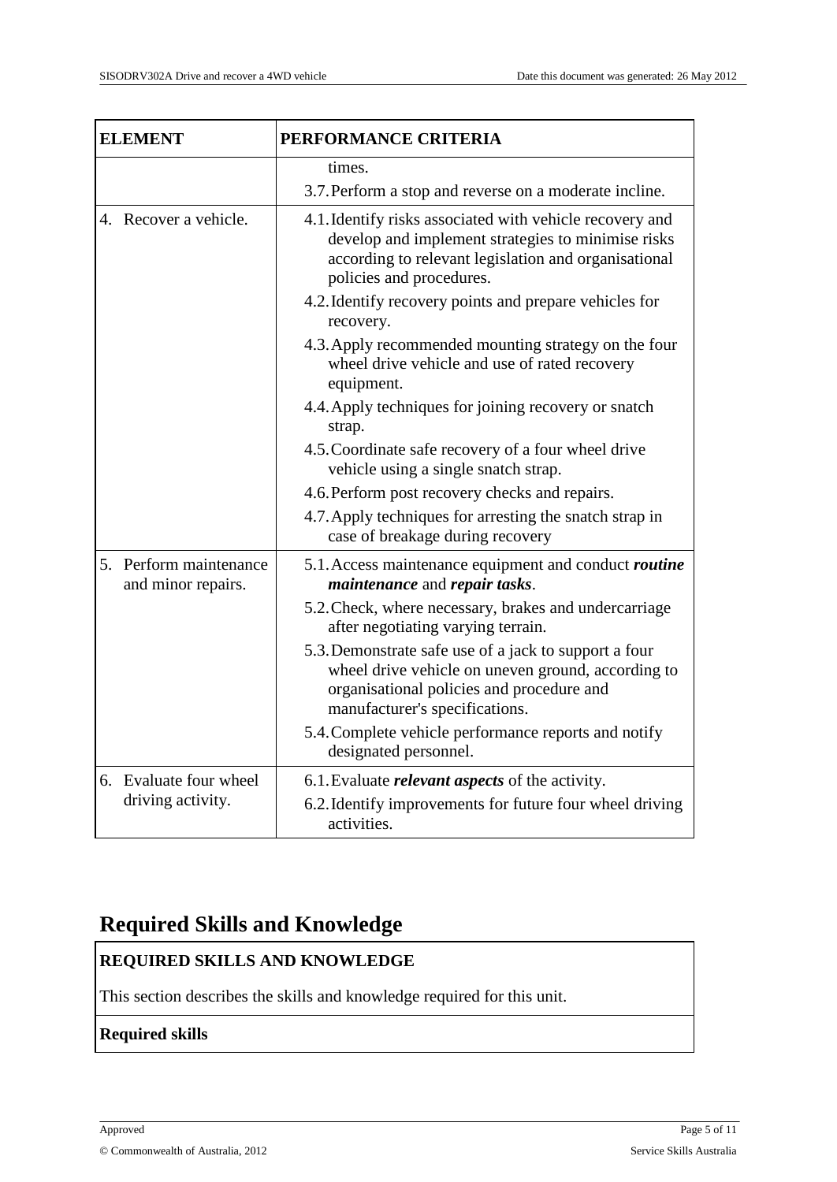| ELEMENT | PERFORMANCE CRITERIA |
|---|---|
| | times.<br>3.7. Perform a stop and reverse on a moderate incline. |
| 4. Recover a vehicle. | 4.1. Identify risks associated with vehicle recovery and develop and implement strategies to minimise risks according to relevant legislation and organisational policies and procedures.<br>4.2. Identify recovery points and prepare vehicles for recovery.<br>4.3. Apply recommended mounting strategy on the four wheel drive vehicle and use of rated recovery equipment.<br>4.4. Apply techniques for joining recovery or snatch strap.<br>4.5. Coordinate safe recovery of a four wheel drive vehicle using a single snatch strap.<br>4.6. Perform post recovery checks and repairs.<br>4.7. Apply techniques for arresting the snatch strap in case of breakage during recovery |
| 5. Perform maintenance and minor repairs. | 5.1. Access maintenance equipment and conduct ***routine maintenance*** and ***repair tasks***.<br>5.2. Check, where necessary, brakes and undercarriage after negotiating varying terrain.<br>5.3. Demonstrate safe use of a jack to support a four wheel drive vehicle on uneven ground, according to organisational policies and procedure and manufacturer's specifications.<br>5.4. Complete vehicle performance reports and notify designated personnel. |
| 6. Evaluate four wheel driving activity. | 6.1. Evaluate ***relevant aspects*** of the activity.<br>6.2. Identify improvements for future four wheel driving activities. |

## Required Skills and Knowledge

**REQUIRED SKILLS AND KNOWLEDGE**

This section describes the skills and knowledge required for this unit.

**Required skills**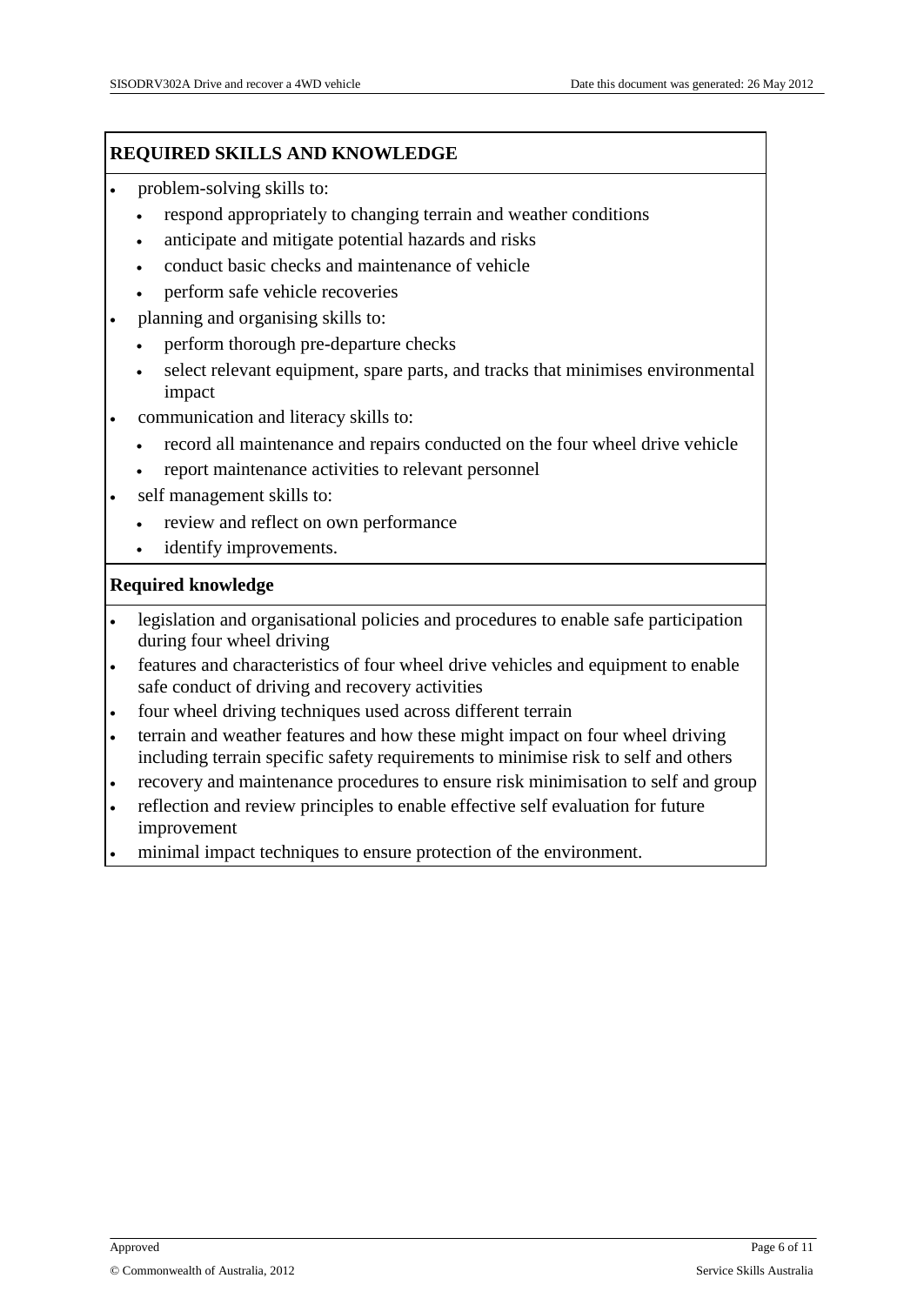## REQUIRED SKILLS AND KNOWLEDGE

- problem-solving skills to:
  - respond appropriately to changing terrain and weather conditions
  - anticipate and mitigate potential hazards and risks
  - conduct basic checks and maintenance of vehicle
  - perform safe vehicle recoveries
- planning and organising skills to:
  - perform thorough pre-departure checks
  - select relevant equipment, spare parts, and tracks that minimises environmental impact
- communication and literacy skills to:
  - record all maintenance and repairs conducted on the four wheel drive vehicle
  - report maintenance activities to relevant personnel
- self management skills to:
  - review and reflect on own performance
  - identify improvements.

### Required knowledge

- legislation and organisational policies and procedures to enable safe participation during four wheel driving
- features and characteristics of four wheel drive vehicles and equipment to enable safe conduct of driving and recovery activities
- four wheel driving techniques used across different terrain
- terrain and weather features and how these might impact on four wheel driving including terrain specific safety requirements to minimise risk to self and others
- recovery and maintenance procedures to ensure risk minimisation to self and group
- reflection and review principles to enable effective self evaluation for future improvement
- minimal impact techniques to ensure protection of the environment.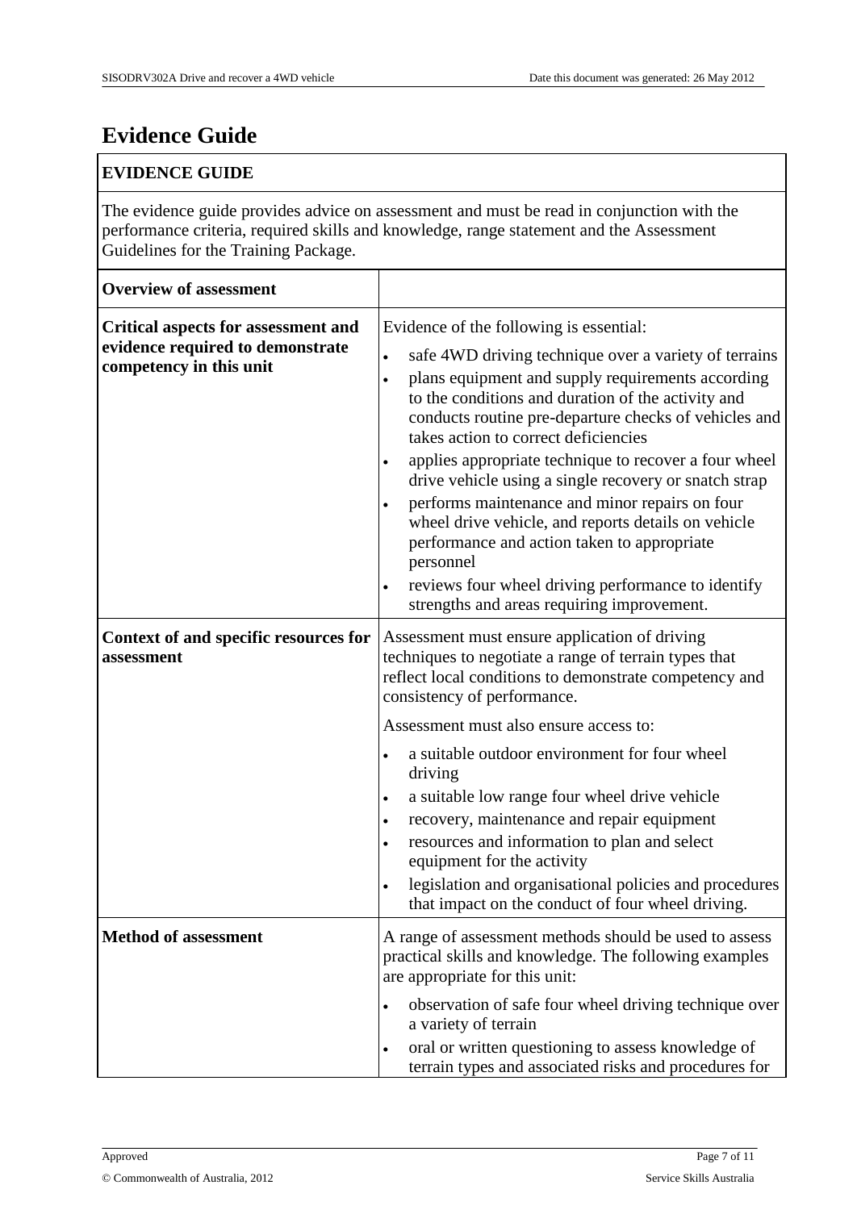# Evidence Guide

| EVIDENCE GUIDE | |
|---|---|
| The evidence guide provides advice on assessment and must be read in conjunction with the performance criteria, required skills and knowledge, range statement and the Assessment Guidelines for the Training Package. | |
| **Overview of assessment** | |
| **Critical aspects for assessment and evidence required to demonstrate competency in this unit** | Evidence of the following is essential:<br>• safe 4WD driving technique over a variety of terrains<br>• plans equipment and supply requirements according to the conditions and duration of the activity and conducts routine pre-departure checks of vehicles and takes action to correct deficiencies<br>• applies appropriate technique to recover a four wheel drive vehicle using a single recovery or snatch strap<br>• performs maintenance and minor repairs on four wheel drive vehicle, and reports details on vehicle performance and action taken to appropriate personnel<br>• reviews four wheel driving performance to identify strengths and areas requiring improvement. |
| **Context of and specific resources for assessment** | Assessment must ensure application of driving techniques to negotiate a range of terrain types that reflect local conditions to demonstrate competency and consistency of performance.<br>Assessment must also ensure access to:<br>• a suitable outdoor environment for four wheel driving<br>• a suitable low range four wheel drive vehicle<br>• recovery, maintenance and repair equipment<br>• resources and information to plan and select equipment for the activity<br>• legislation and organisational policies and procedures that impact on the conduct of four wheel driving. |
| **Method of assessment** | A range of assessment methods should be used to assess practical skills and knowledge. The following examples are appropriate for this unit:<br>• observation of safe four wheel driving technique over a variety of terrain<br>• oral or written questioning to assess knowledge of terrain types and associated risks and procedures for |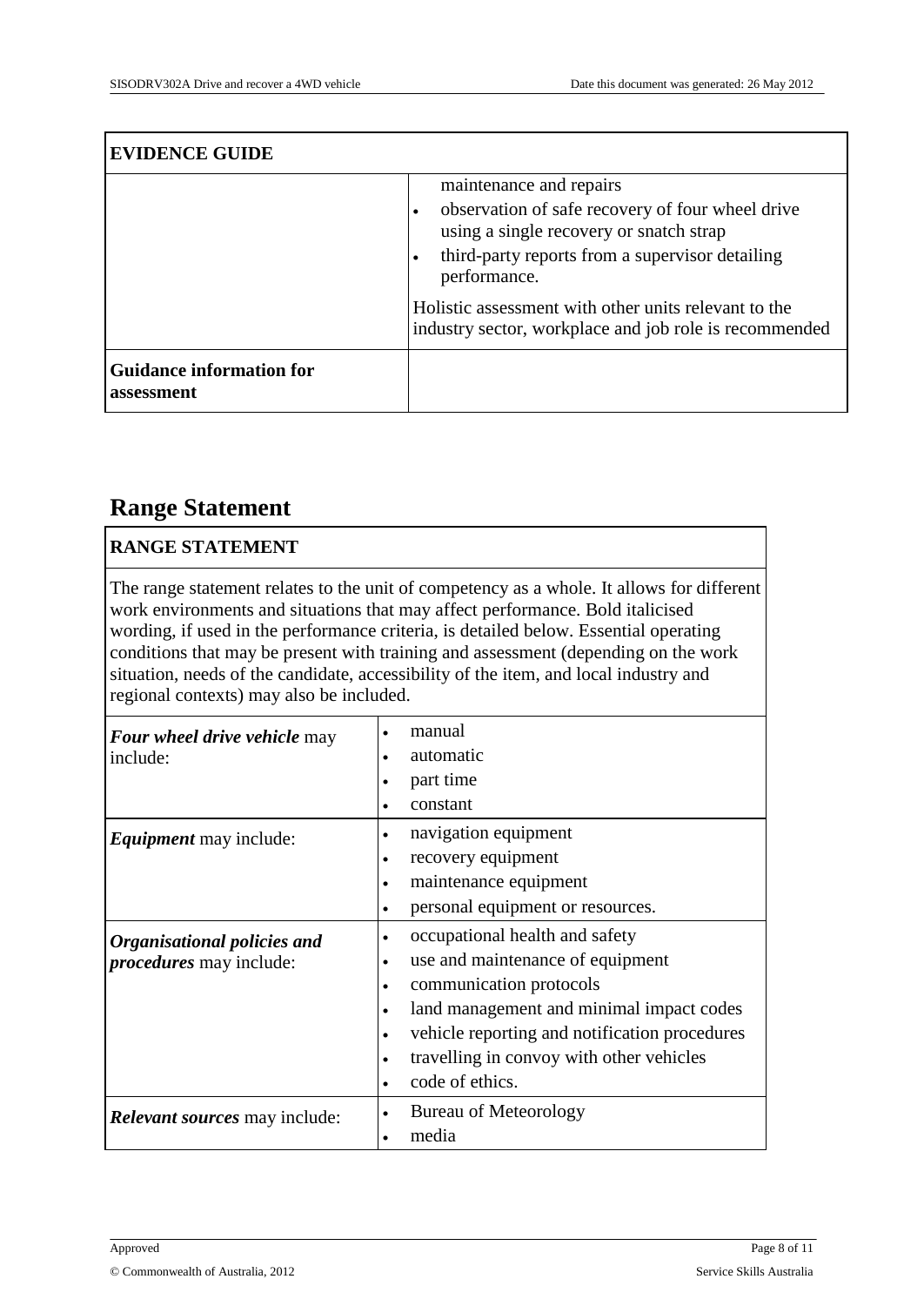| EVIDENCE GUIDE | |
|---|---|
| | maintenance and repairs<br>• observation of safe recovery of four wheel drive using a single recovery or snatch strap<br>• third-party reports from a supervisor detailing performance.<br><br>Holistic assessment with other units relevant to the industry sector, workplace and job role is recommended |
| **Guidance information for assessment** | |

## Range Statement

| RANGE STATEMENT | |
|---|---|
| The range statement relates to the unit of competency as a whole. It allows for different work environments and situations that may affect performance. Bold italicised wording, if used in the performance criteria, is detailed below. Essential operating conditions that may be present with training and assessment (depending on the work situation, needs of the candidate, accessibility of the item, and local industry and regional contexts) may also be included. | |
| ***Four wheel drive vehicle*** may include: | • manual<br>• automatic<br>• part time<br>• constant |
| ***Equipment*** may include: | • navigation equipment<br>• recovery equipment<br>• maintenance equipment<br>• personal equipment or resources. |
| ***Organisational policies and procedures*** may include: | • occupational health and safety<br>• use and maintenance of equipment<br>• communication protocols<br>• land management and minimal impact codes<br>• vehicle reporting and notification procedures<br>• travelling in convoy with other vehicles<br>• code of ethics. |
| ***Relevant sources*** may include: | • Bureau of Meteorology<br>• media |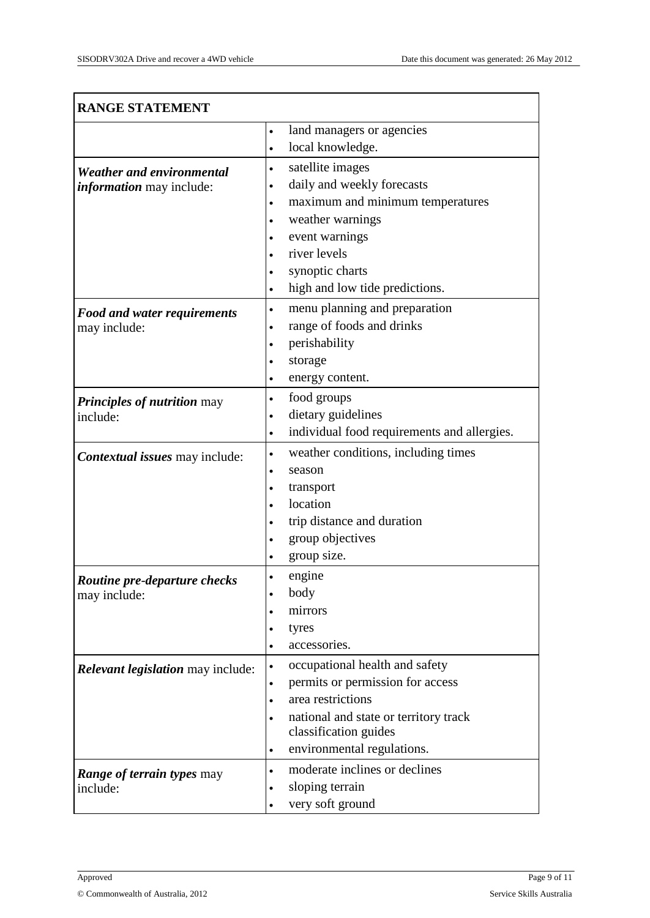| RANGE STATEMENT | |
|---|---|
| | • land managers or agencies<br>• local knowledge. |
| ***Weather and environmental information*** may include: | • satellite images<br>• daily and weekly forecasts<br>• maximum and minimum temperatures<br>• weather warnings<br>• event warnings<br>• river levels<br>• synoptic charts<br>• high and low tide predictions. |
| ***Food and water requirements*** may include: | • menu planning and preparation<br>• range of foods and drinks<br>• perishability<br>• storage<br>• energy content. |
| ***Principles of nutrition*** may include: | • food groups<br>• dietary guidelines<br>• individual food requirements and allergies. |
| ***Contextual issues*** may include: | • weather conditions, including times<br>• season<br>• transport<br>• location<br>• trip distance and duration<br>• group objectives<br>• group size. |
| ***Routine pre-departure checks*** may include: | • engine<br>• body<br>• mirrors<br>• tyres<br>• accessories. |
| ***Relevant legislation*** may include: | • occupational health and safety<br>• permits or permission for access<br>• area restrictions<br>• national and state or territory track classification guides<br>• environmental regulations. |
| ***Range of terrain types*** may include: | • moderate inclines or declines<br>• sloping terrain<br>• very soft ground |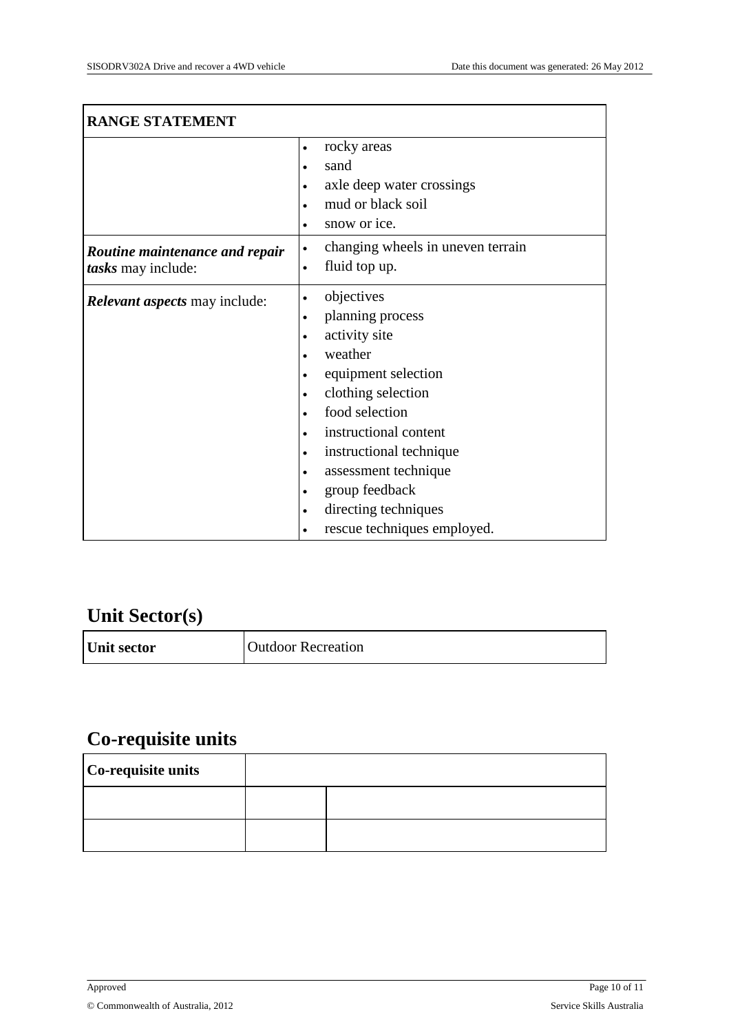| RANGE STATEMENT | |
|---|---|
| | • rocky areas<br>• sand<br>• axle deep water crossings<br>• mud or black soil<br>• snow or ice. |
| ***Routine maintenance and repair tasks*** may include: | • changing wheels in uneven terrain<br>• fluid top up. |
| ***Relevant aspects*** may include: | • objectives<br>• planning process<br>• activity site<br>• weather<br>• equipment selection<br>• clothing selection<br>• food selection<br>• instructional content<br>• instructional technique<br>• assessment technique<br>• group feedback<br>• directing techniques<br>• rescue techniques employed. |

## Unit Sector(s)

| Unit sector | Outdoor Recreation |
|---|---|

## Co-requisite units

| Co-requisite units | | |
|---|---|---|
| | | |
| | | |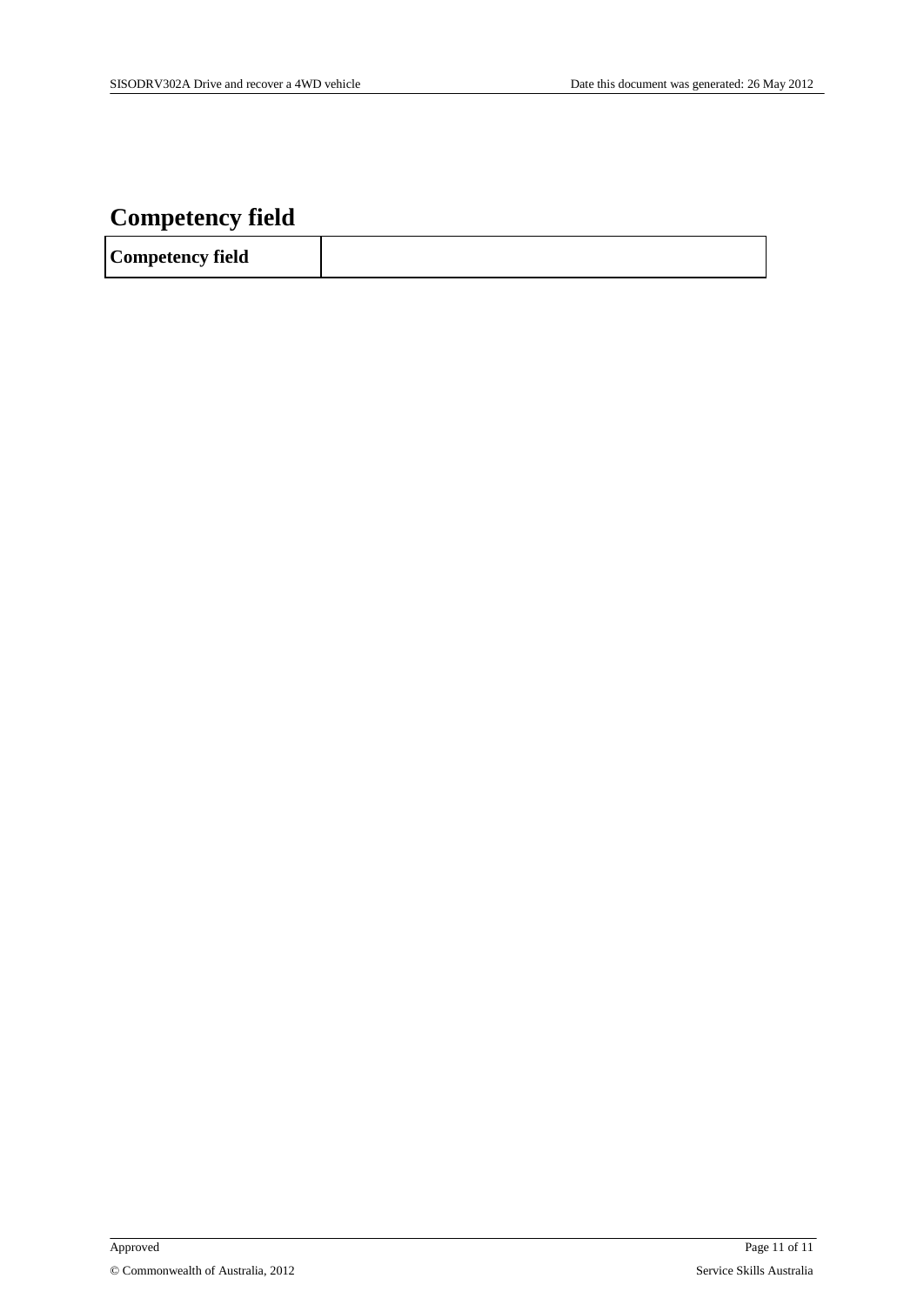# Competency field

| | |
|---|---|
| **Competency field** | |